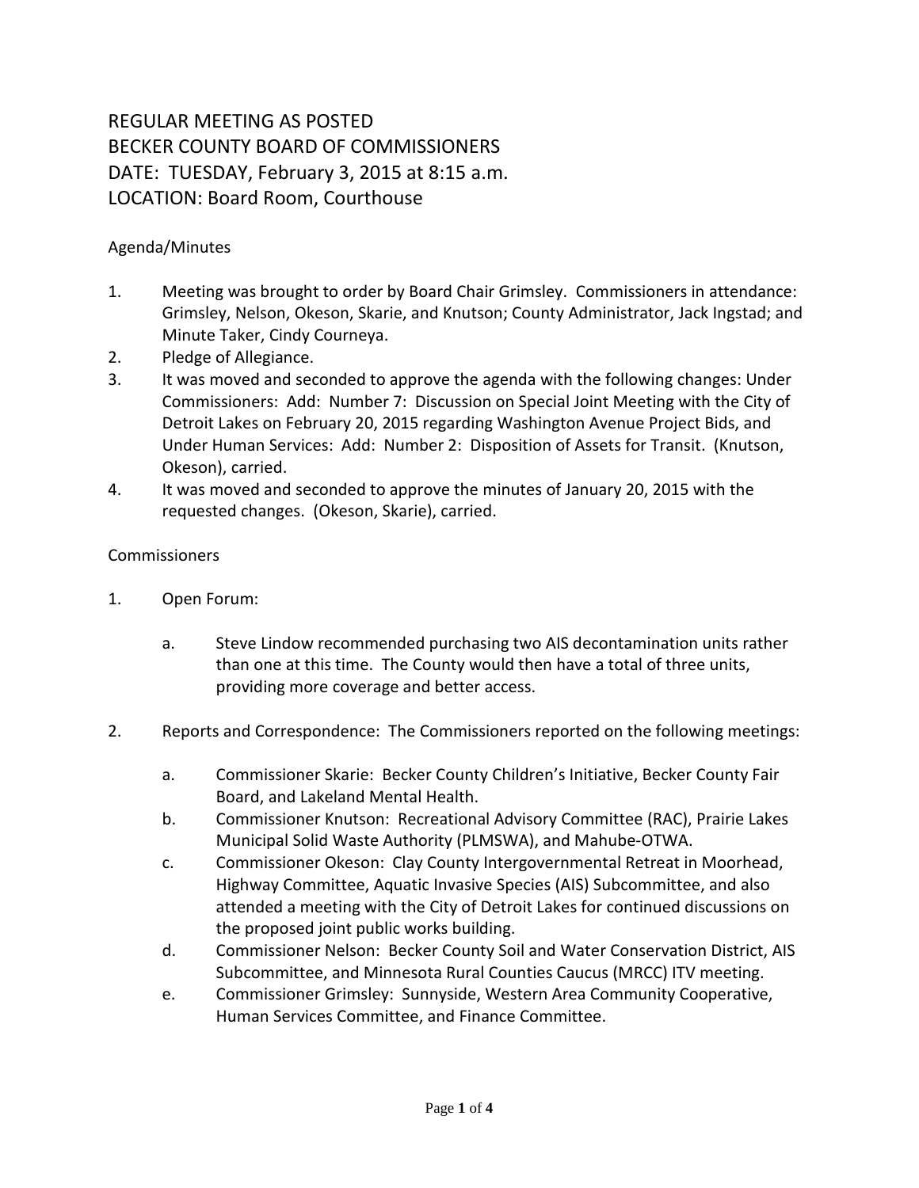# REGULAR MEETING AS POSTED
# BECKER COUNTY BOARD OF COMMISSIONERS
# DATE: TUESDAY, February 3, 2015 at 8:15 a.m.
# LOCATION: Board Room, Courthouse

## Agenda/Minutes

1. Meeting was brought to order by Board Chair Grimsley. Commissioners in attendance: Grimsley, Nelson, Okeson, Skarie, and Knutson; County Administrator, Jack Ingstad; and Minute Taker, Cindy Courneya.
2. Pledge of Allegiance.
3. It was moved and seconded to approve the agenda with the following changes: Under Commissioners: Add: Number 7: Discussion on Special Joint Meeting with the City of Detroit Lakes on February 20, 2015 regarding Washington Avenue Project Bids, and Under Human Services: Add: Number 2: Disposition of Assets for Transit. (Knutson, Okeson), carried.
4. It was moved and seconded to approve the minutes of January 20, 2015 with the requested changes. (Okeson, Skarie), carried.

## Commissioners

1. Open Forum:

    a. Steve Lindow recommended purchasing two AIS decontamination units rather than one at this time. The County would then have a total of three units, providing more coverage and better access.

2. Reports and Correspondence: The Commissioners reported on the following meetings:

    a. Commissioner Skarie: Becker County Children's Initiative, Becker County Fair Board, and Lakeland Mental Health.

    b. Commissioner Knutson: Recreational Advisory Committee (RAC), Prairie Lakes Municipal Solid Waste Authority (PLMSWA), and Mahube-OTWA.

    c. Commissioner Okeson: Clay County Intergovernmental Retreat in Moorhead, Highway Committee, Aquatic Invasive Species (AIS) Subcommittee, and also attended a meeting with the City of Detroit Lakes for continued discussions on the proposed joint public works building.

    d. Commissioner Nelson: Becker County Soil and Water Conservation District, AIS Subcommittee, and Minnesota Rural Counties Caucus (MRCC) ITV meeting.

    e. Commissioner Grimsley: Sunnyside, Western Area Community Cooperative, Human Services Committee, and Finance Committee.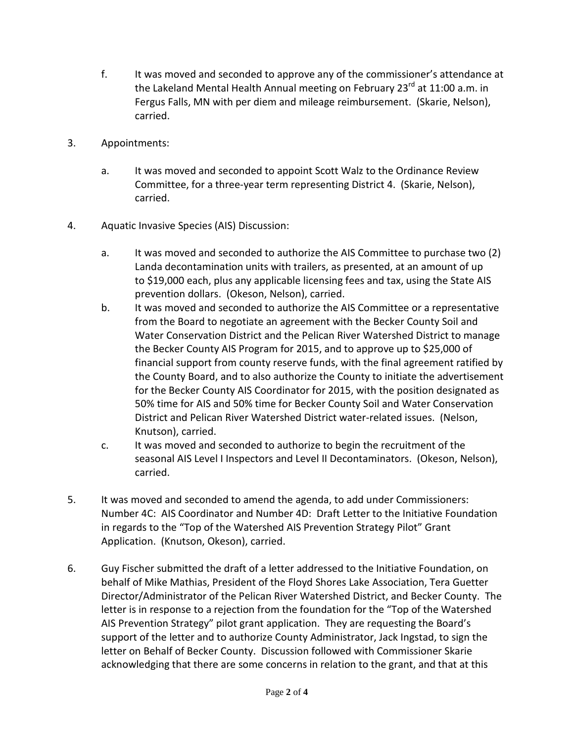f. It was moved and seconded to approve any of the commissioner's attendance at the Lakeland Mental Health Annual meeting on February 23rd at 11:00 a.m. in Fergus Falls, MN with per diem and mileage reimbursement. (Skarie, Nelson), carried.

3. Appointments:

   a. It was moved and seconded to appoint Scott Walz to the Ordinance Review Committee, for a three-year term representing District 4. (Skarie, Nelson), carried.

4. Aquatic Invasive Species (AIS) Discussion:

   a. It was moved and seconded to authorize the AIS Committee to purchase two (2) Landa decontamination units with trailers, as presented, at an amount of up to $19,000 each, plus any applicable licensing fees and tax, using the State AIS prevention dollars. (Okeson, Nelson), carried.
   b. It was moved and seconded to authorize the AIS Committee or a representative from the Board to negotiate an agreement with the Becker County Soil and Water Conservation District and the Pelican River Watershed District to manage the Becker County AIS Program for 2015, and to approve up to $25,000 of financial support from county reserve funds, with the final agreement ratified by the County Board, and to also authorize the County to initiate the advertisement for the Becker County AIS Coordinator for 2015, with the position designated as 50% time for AIS and 50% time for Becker County Soil and Water Conservation District and Pelican River Watershed District water-related issues. (Nelson, Knutson), carried.
   c. It was moved and seconded to authorize to begin the recruitment of the seasonal AIS Level I Inspectors and Level II Decontaminators. (Okeson, Nelson), carried.

5. It was moved and seconded to amend the agenda, to add under Commissioners: Number 4C: AIS Coordinator and Number 4D: Draft Letter to the Initiative Foundation in regards to the "Top of the Watershed AIS Prevention Strategy Pilot" Grant Application. (Knutson, Okeson), carried.

6. Guy Fischer submitted the draft of a letter addressed to the Initiative Foundation, on behalf of Mike Mathias, President of the Floyd Shores Lake Association, Tera Guetter Director/Administrator of the Pelican River Watershed District, and Becker County. The letter is in response to a rejection from the foundation for the "Top of the Watershed AIS Prevention Strategy" pilot grant application. They are requesting the Board's support of the letter and to authorize County Administrator, Jack Ingstad, to sign the letter on Behalf of Becker County. Discussion followed with Commissioner Skarie acknowledging that there are some concerns in relation to the grant, and that at this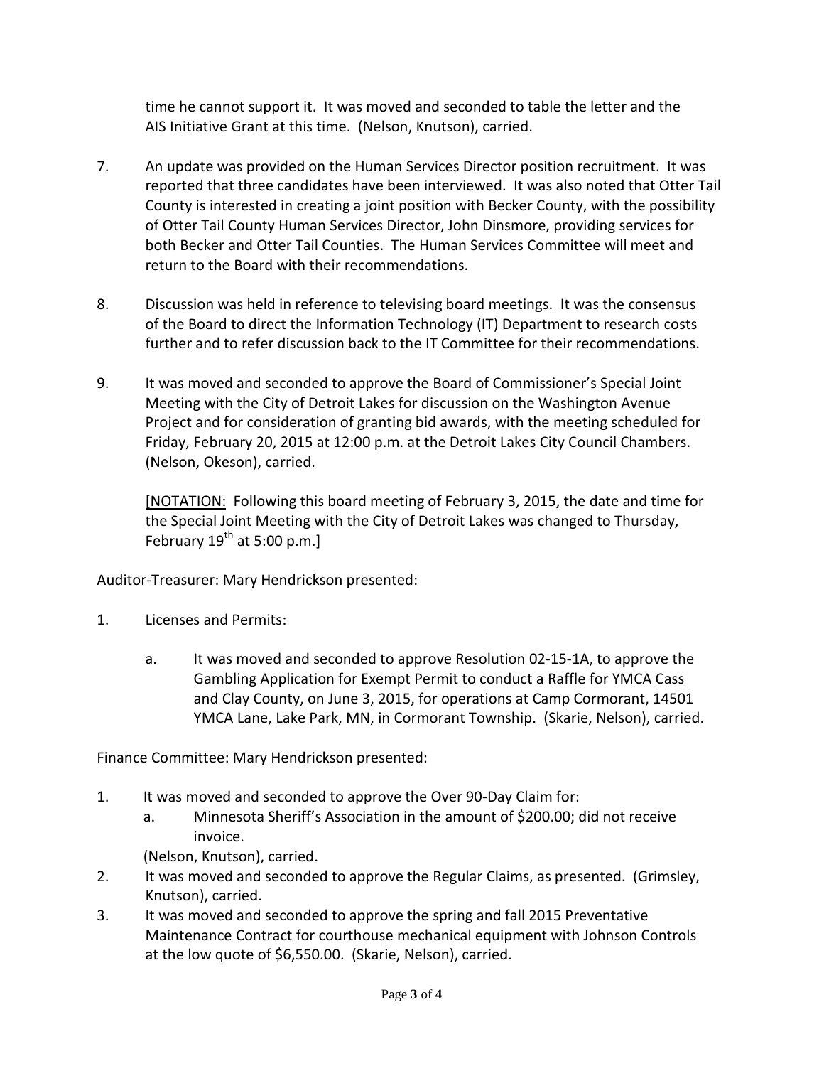time he cannot support it. It was moved and seconded to table the letter and the AIS Initiative Grant at this time. (Nelson, Knutson), carried.

7. An update was provided on the Human Services Director position recruitment. It was reported that three candidates have been interviewed. It was also noted that Otter Tail County is interested in creating a joint position with Becker County, with the possibility of Otter Tail County Human Services Director, John Dinsmore, providing services for both Becker and Otter Tail Counties. The Human Services Committee will meet and return to the Board with their recommendations.

8. Discussion was held in reference to televising board meetings. It was the consensus of the Board to direct the Information Technology (IT) Department to research costs further and to refer discussion back to the IT Committee for their recommendations.

9. It was moved and seconded to approve the Board of Commissioner's Special Joint Meeting with the City of Detroit Lakes for discussion on the Washington Avenue Project and for consideration of granting bid awards, with the meeting scheduled for Friday, February 20, 2015 at 12:00 p.m. at the Detroit Lakes City Council Chambers. (Nelson, Okeson), carried.

   [NOTATION: Following this board meeting of February 3, 2015, the date and time for the Special Joint Meeting with the City of Detroit Lakes was changed to Thursday, February 19th at 5:00 p.m.]

Auditor-Treasurer: Mary Hendrickson presented:

1. Licenses and Permits:

   a. It was moved and seconded to approve Resolution 02-15-1A, to approve the Gambling Application for Exempt Permit to conduct a Raffle for YMCA Cass and Clay County, on June 3, 2015, for operations at Camp Cormorant, 14501 YMCA Lane, Lake Park, MN, in Cormorant Township. (Skarie, Nelson), carried.

Finance Committee: Mary Hendrickson presented:

1. It was moved and seconded to approve the Over 90-Day Claim for:
   a. Minnesota Sheriff's Association in the amount of $200.00; did not receive invoice.

   (Nelson, Knutson), carried.
2. It was moved and seconded to approve the Regular Claims, as presented. (Grimsley, Knutson), carried.
3. It was moved and seconded to approve the spring and fall 2015 Preventative Maintenance Contract for courthouse mechanical equipment with Johnson Controls at the low quote of $6,550.00. (Skarie, Nelson), carried.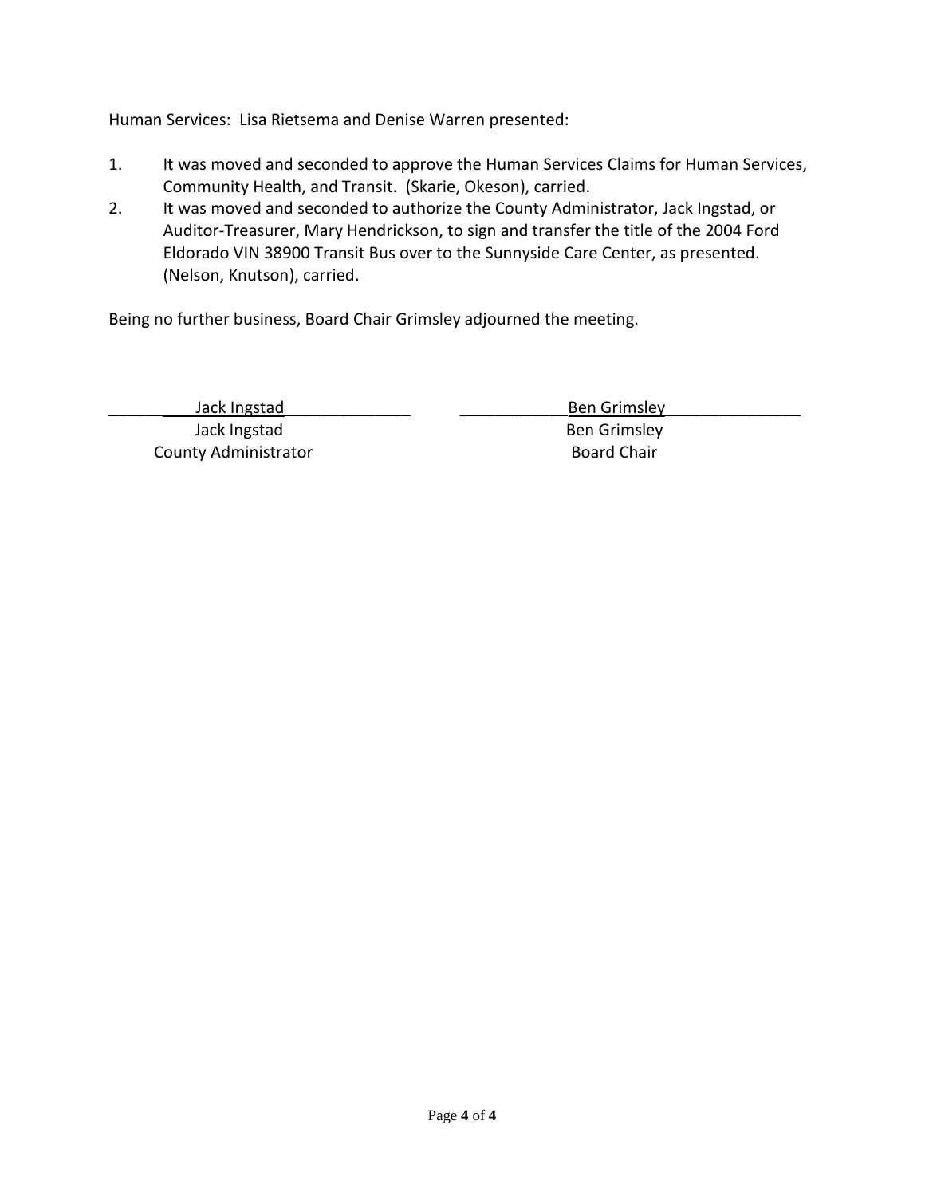Human Services: Lisa Rietsema and Denise Warren presented:

1. It was moved and seconded to approve the Human Services Claims for Human Services, Community Health, and Transit. (Skarie, Okeson), carried.
2. It was moved and seconded to authorize the County Administrator, Jack Ingstad, or Auditor-Treasurer, Mary Hendrickson, to sign and transfer the title of the 2004 Ford Eldorado VIN 38900 Transit Bus over to the Sunnyside Care Center, as presented. (Nelson, Knutson), carried.

Being no further business, Board Chair Grimsley adjourned the meeting.

| | |
|---|---|
| ______Jack Ingstad______________ | ____________Ben Grimsley_______________ |
| Jack Ingstad | Ben Grimsley |
| County Administrator | Board Chair |